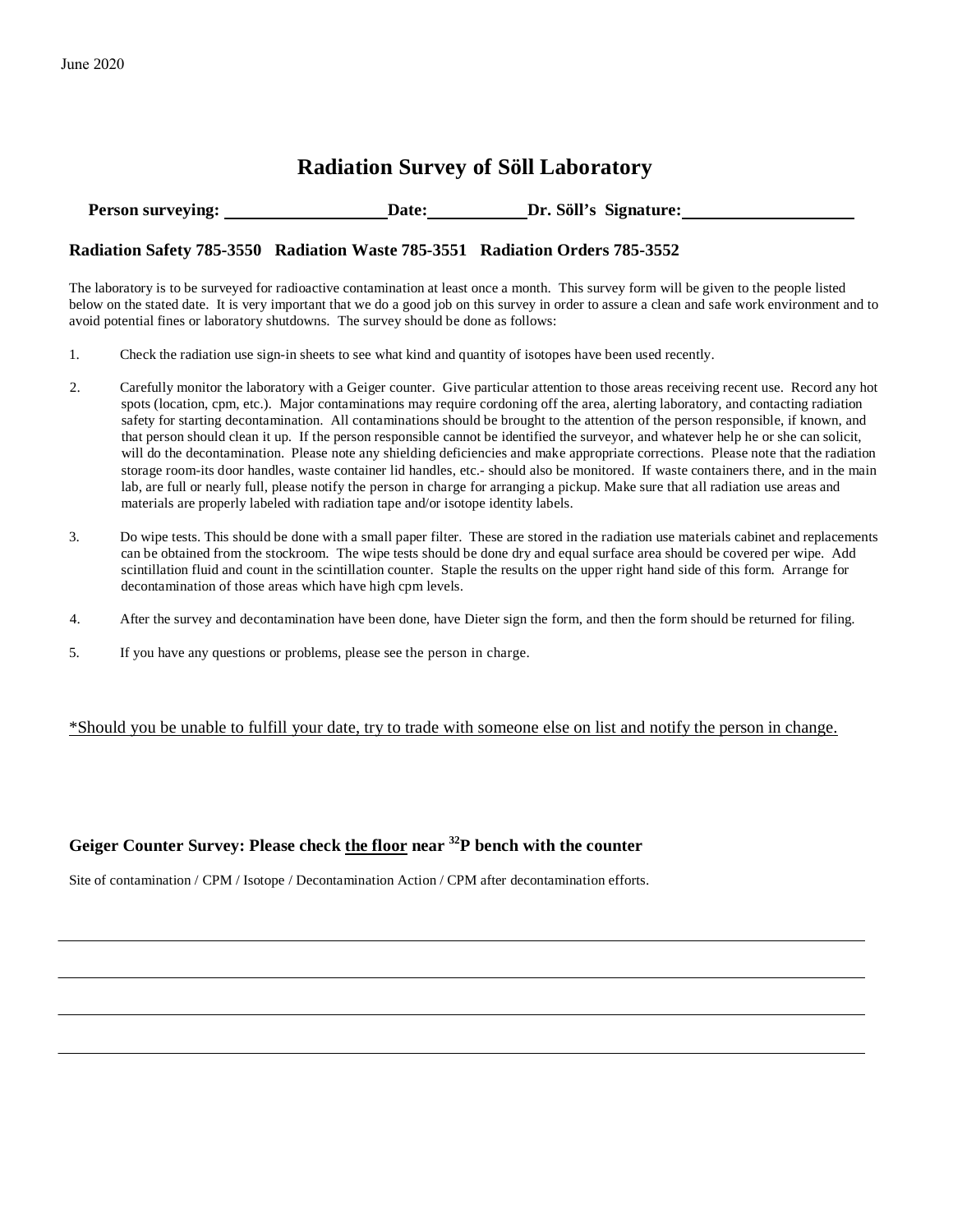June 2020

# Radiation Survey of Söll Laboratory

**Person surveying:** \_\_\_\_\_\_\_\_\_\_\_\_\_\_\_\_\_\_ **Date:** \_\_\_\_\_\_\_\_\_\_\_ **Dr. Söll's Signature:** \_\_\_\_\_\_\_\_\_\_\_\_\_\_\_\_\_\_\_

**Radiation Safety 785-3550 Radiation Waste 785-3551 Radiation Orders 785-3552**

The laboratory is to be surveyed for radioactive contamination at least once a month. This survey form will be given to the people listed below on the stated date. It is very important that we do a good job on this survey in order to assure a clean and safe work environment and to avoid potential fines or laboratory shutdowns. The survey should be done as follows:

1. Check the radiation use sign-in sheets to see what kind and quantity of isotopes have been used recently.
2. Carefully monitor the laboratory with a Geiger counter. Give particular attention to those areas receiving recent use. Record any hot spots (location, cpm, etc.). Major contaminations may require cordoning off the area, alerting laboratory, and contacting radiation safety for starting decontamination. All contaminations should be brought to the attention of the person responsible, if known, and that person should clean it up. If the person responsible cannot be identified the surveyor, and whatever help he or she can solicit, will do the decontamination. Please note any shielding deficiencies and make appropriate corrections. Please note that the radiation storage room-its door handles, waste container lid handles, etc.- should also be monitored. If waste containers there, and in the main lab, are full or nearly full, please notify the person in charge for arranging a pickup. Make sure that all radiation use areas and materials are properly labeled with radiation tape and/or isotope identity labels.
3. Do wipe tests. This should be done with a small paper filter. These are stored in the radiation use materials cabinet and replacements can be obtained from the stockroom. The wipe tests should be done dry and equal surface area should be covered per wipe. Add scintillation fluid and count in the scintillation counter. Staple the results on the upper right hand side of this form. Arrange for decontamination of those areas which have high cpm levels.
4. After the survey and decontamination have been done, have Dieter sign the form, and then the form should be returned for filing.
5. If you have any questions or problems, please see the person in charge.

<u>*Should you be unable to fulfill your date, try to trade with someone else on list and notify the person in change.</u>

### Geiger Counter Survey: Please check <u>the floor</u> near $^{32}$P bench with the counter

Site of contamination / CPM / Isotope / Decontamination Action / CPM after decontamination efforts.

\_\_\_\_\_\_\_\_\_\_\_\_\_\_\_\_\_\_\_\_\_\_\_\_\_\_\_\_\_\_\_\_\_\_\_\_\_\_\_\_\_\_\_\_\_\_\_\_\_\_\_\_\_\_\_\_\_\_\_\_\_\_\_\_\_\_\_\_\_\_\_\_\_\_\_\_

\_\_\_\_\_\_\_\_\_\_\_\_\_\_\_\_\_\_\_\_\_\_\_\_\_\_\_\_\_\_\_\_\_\_\_\_\_\_\_\_\_\_\_\_\_\_\_\_\_\_\_\_\_\_\_\_\_\_\_\_\_\_\_\_\_\_\_\_\_\_\_\_\_\_\_\_

\_\_\_\_\_\_\_\_\_\_\_\_\_\_\_\_\_\_\_\_\_\_\_\_\_\_\_\_\_\_\_\_\_\_\_\_\_\_\_\_\_\_\_\_\_\_\_\_\_\_\_\_\_\_\_\_\_\_\_\_\_\_\_\_\_\_\_\_\_\_\_\_\_\_\_\_

\_\_\_\_\_\_\_\_\_\_\_\_\_\_\_\_\_\_\_\_\_\_\_\_\_\_\_\_\_\_\_\_\_\_\_\_\_\_\_\_\_\_\_\_\_\_\_\_\_\_\_\_\_\_\_\_\_\_\_\_\_\_\_\_\_\_\_\_\_\_\_\_\_\_\_\_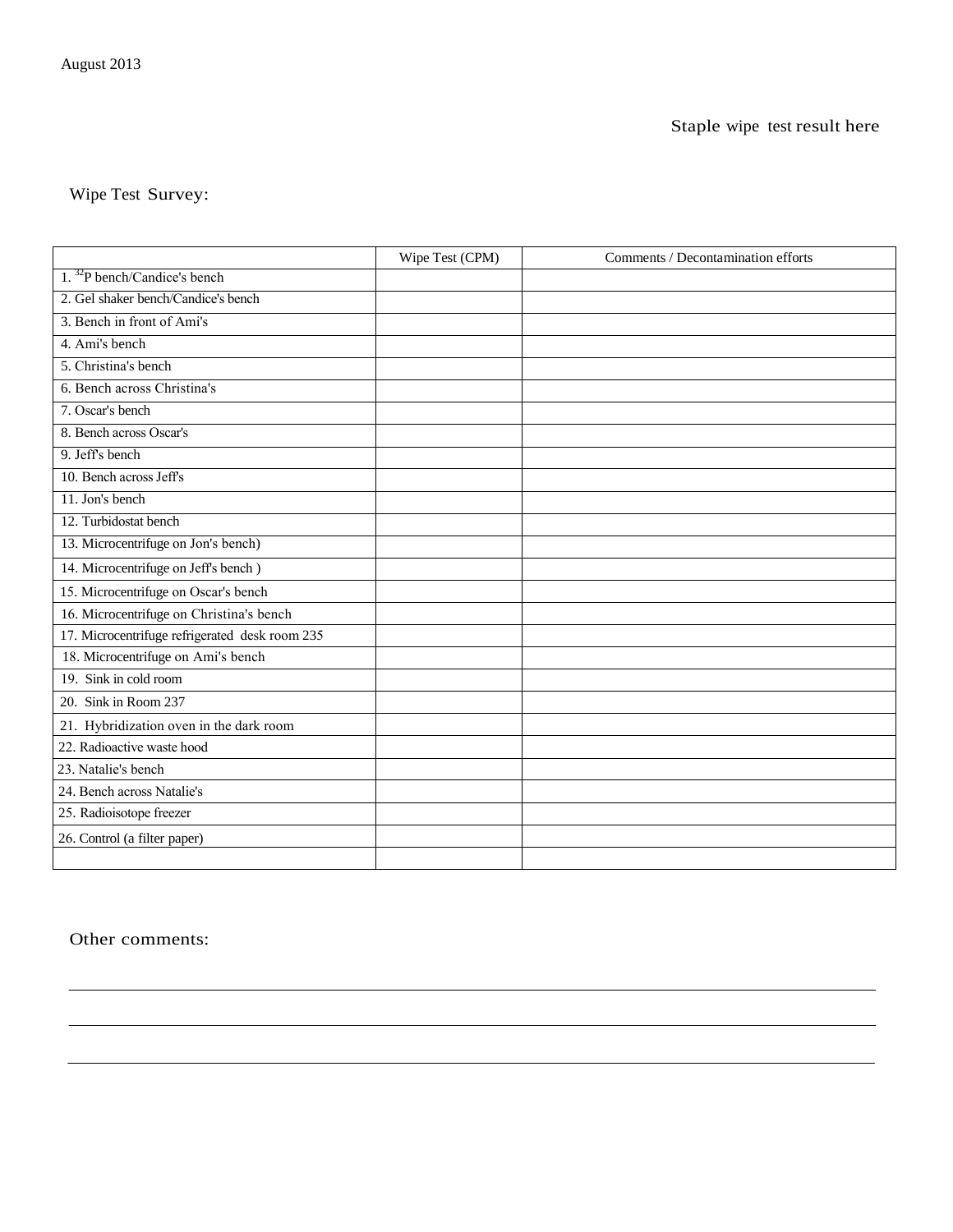August 2013

Staple wipe test result here

Wipe Test Survey:

| | Wipe Test (CPM) | Comments / Decontamination efforts |
|---|---|---|
| 1. $^{32}P$ bench/Candice's bench | | |
| 2. Gel shaker bench/Candice's bench | | |
| 3. Bench in front of Ami's | | |
| 4. Ami's bench | | |
| 5. Christina's bench | | |
| 6. Bench across Christina's | | |
| 7. Oscar's bench | | |
| 8. Bench across Oscar's | | |
| 9. Jeff's bench | | |
| 10. Bench across Jeff's | | |
| 11. Jon's bench | | |
| 12. Turbidostat bench | | |
| 13. Microcentrifuge on Jon's bench) | | |
| 14. Microcentrifuge on Jeff's bench ) | | |
| 15. Microcentrifuge on Oscar's bench | | |
| 16. Microcentrifuge on Christina's bench | | |
| 17. Microcentrifuge refrigerated desk room 235 | | |
| 18. Microcentrifuge on Ami's bench | | |
| 19. Sink in cold room | | |
| 20. Sink in Room 237 | | |
| 21. Hybridization oven in the dark room | | |
| 22. Radioactive waste hood | | |
| 23. Natalie's bench | | |
| 24. Bench across Natalie's | | |
| 25. Radioisotope freezer | | |
| 26. Control (a filter paper) | | |
| | | |

Other comments:

______________________________________________________________________

______________________________________________________________________

______________________________________________________________________